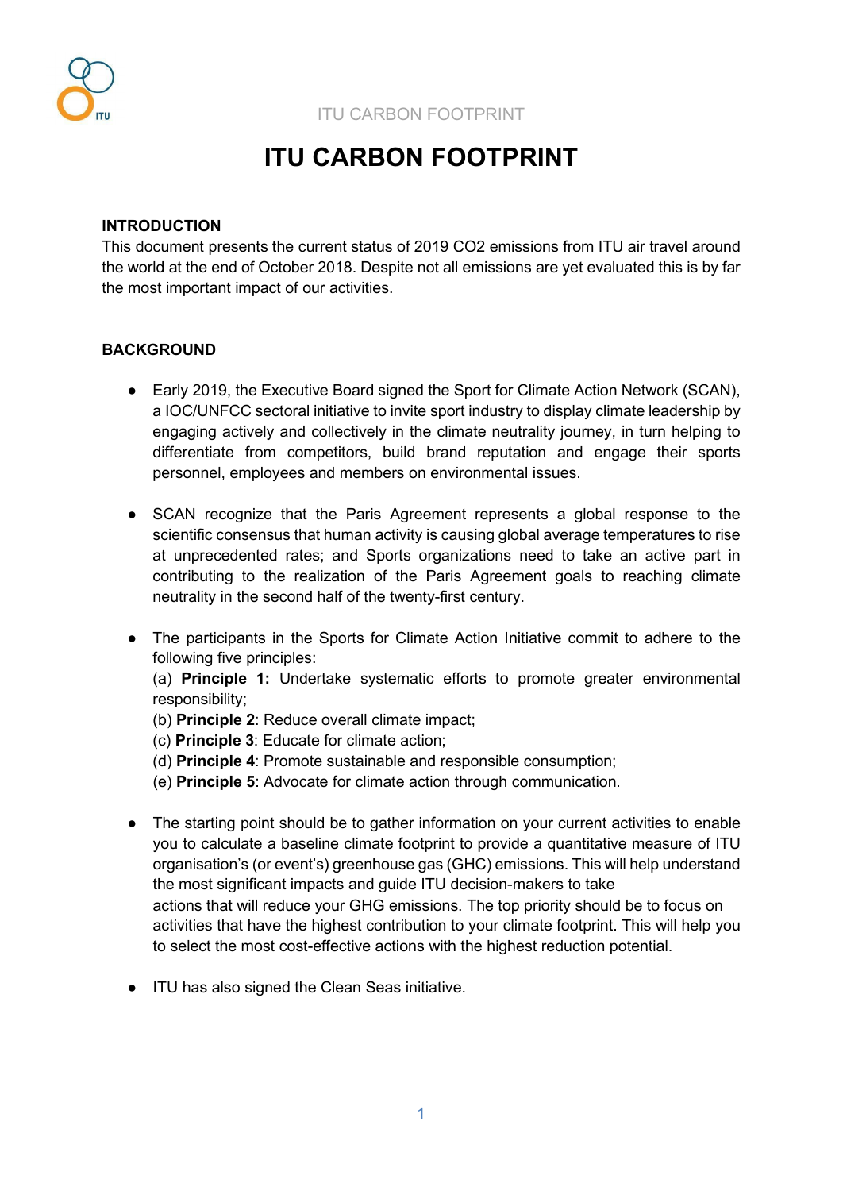# ITU CARBON FOOTPRINT

**INTRODUCTION**

This document presents the current status of 2019 CO2 emissions from ITU air travel around the world at the end of October 2018. Despite not all emissions are yet evaluated this is by far the most important impact of our activities.

**BACKGROUND**

- Early 2019, the Executive Board signed the Sport for Climate Action Network (SCAN), a IOC/UNFCC sectoral initiative to invite sport industry to display climate leadership by engaging actively and collectively in the climate neutrality journey, in turn helping to differentiate from competitors, build brand reputation and engage their sports personnel, employees and members on environmental issues.

- SCAN recognize that the Paris Agreement represents a global response to the scientific consensus that human activity is causing global average temperatures to rise at unprecedented rates; and Sports organizations need to take an active part in contributing to the realization of the Paris Agreement goals to reaching climate neutrality in the second half of the twenty-first century.

- The participants in the Sports for Climate Action Initiative commit to adhere to the following five principles:
  (a) **Principle 1:** Undertake systematic efforts to promote greater environmental responsibility;
  (b) **Principle 2**: Reduce overall climate impact;
  (c) **Principle 3**: Educate for climate action;
  (d) **Principle 4**: Promote sustainable and responsible consumption;
  (e) **Principle 5**: Advocate for climate action through communication.

- The starting point should be to gather information on your current activities to enable you to calculate a baseline climate footprint to provide a quantitative measure of ITU organisation's (or event's) greenhouse gas (GHC) emissions. This will help understand the most significant impacts and guide ITU decision-makers to take actions that will reduce your GHG emissions. The top priority should be to focus on activities that have the highest contribution to your climate footprint. This will help you to select the most cost-effective actions with the highest reduction potential.

- ITU has also signed the Clean Seas initiative.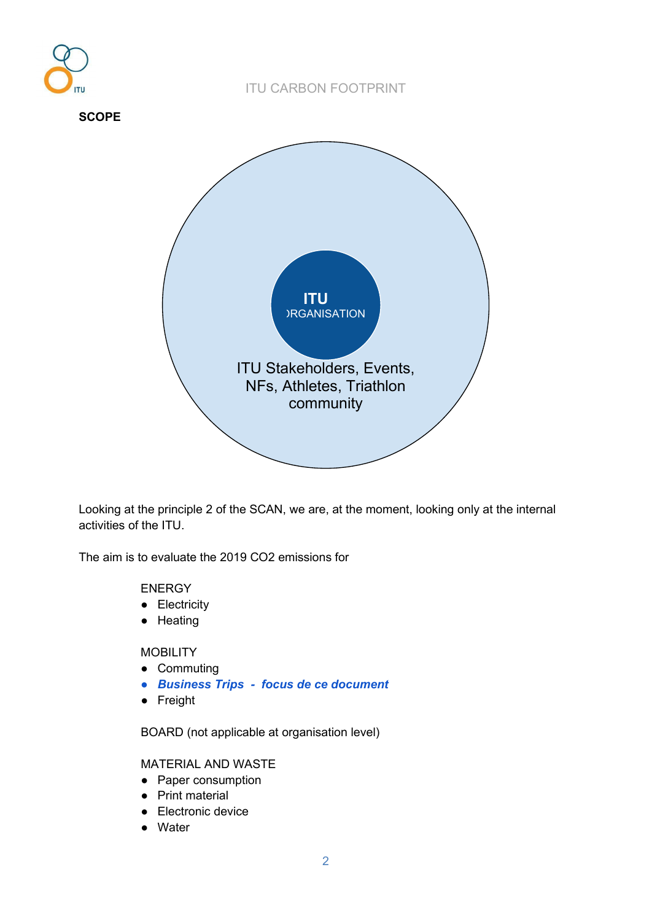## SCOPE

ITU
ORGANISATION

ITU Stakeholders, Events, NFs, Athletes, Triathlon community

Looking at the principle 2 of the SCAN, we are, at the moment, looking only at the internal activities of the ITU.

The aim is to evaluate the 2019 $CO_2$ emissions for

ENERGY

- Electricity
- Heating

MOBILITY

- Commuting
- ***Business Trips - focus de ce document***
- Freight

BOARD (not applicable at organisation level)

MATERIAL AND WASTE

- Paper consumption
- Print material
- Electronic device
- Water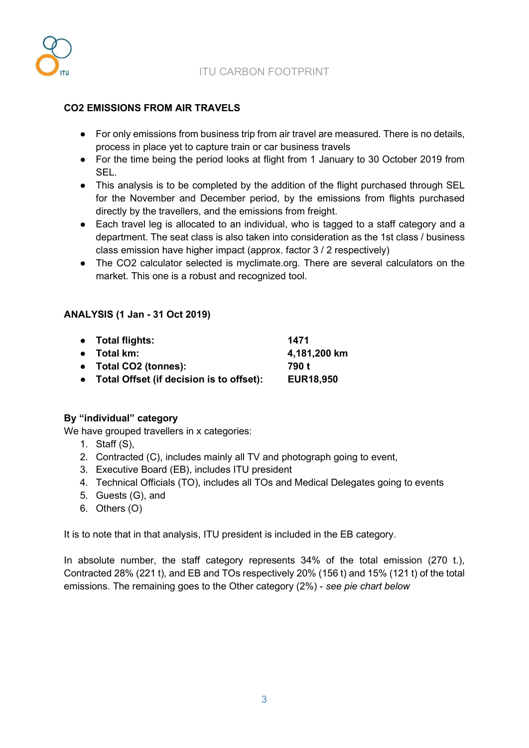**CO2 EMISSIONS FROM AIR TRAVELS**

- For only emissions from business trip from air travel are measured. There is no details, process in place yet to capture train or car business travels
- For the time being the period looks at flight from 1 January to 30 October 2019 from SEL.
- This analysis is to be completed by the addition of the flight purchased through SEL for the November and December period, by the emissions from flights purchased directly by the travellers, and the emissions from freight.
- Each travel leg is allocated to an individual, who is tagged to a staff category and a department. The seat class is also taken into consideration as the 1st class / business class emission have higher impact (approx. factor 3 / 2 respectively)
- The CO2 calculator selected is myclimate.org. There are several calculators on the market. This one is a robust and recognized tool.

**ANALYSIS (1 Jan - 31 Oct 2019)**

- **Total flights:** **1471**
- **Total km:** **4,181,200 km**
- **Total CO2 (tonnes):** **790 t**
- **Total Offset (if decision is to offset):** **EUR18,950**

**By "individual" category**

We have grouped travellers in x categories:

1. Staff (S),
2. Contracted (C), includes mainly all TV and photograph going to event,
3. Executive Board (EB), includes ITU president
4. Technical Officials (TO), includes all TOs and Medical Delegates going to events
5. Guests (G), and
6. Others (O)

It is to note that in that analysis, ITU president is included in the EB category.

In absolute number, the staff category represents 34% of the total emission (270 t.), Contracted 28% (221 t), and EB and TOs respectively 20% (156 t) and 15% (121 t) of the total emissions. The remaining goes to the Other category (2%) - *see pie chart below*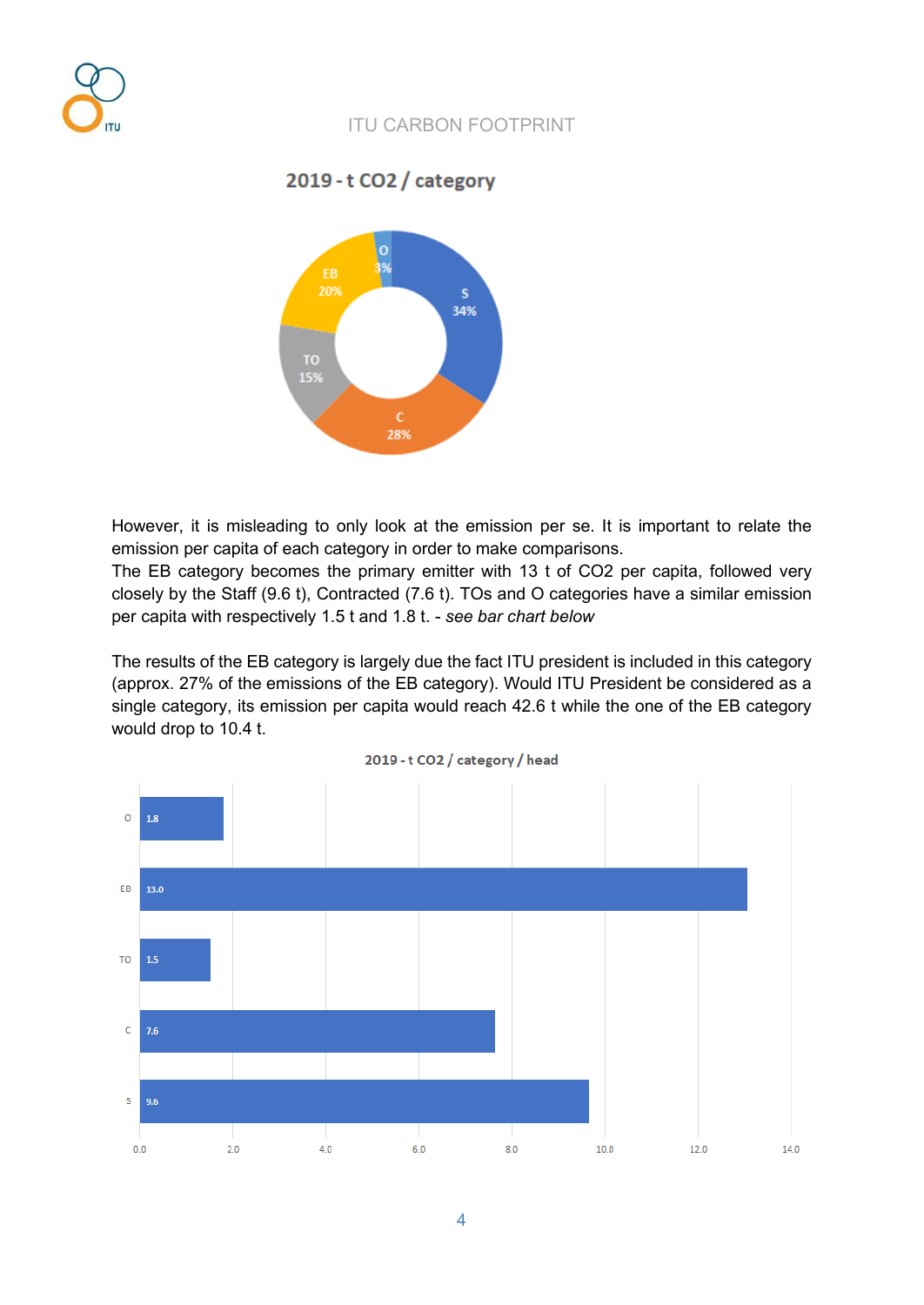**2019 - t $CO_2$ / category**

However, it is misleading to only look at the emission per se. It is important to relate the emission per capita of each category in order to make comparisons.
The EB category becomes the primary emitter with 13 t of $CO_2$ per capita, followed very closely by the Staff (9.6 t), Contracted (7.6 t). TOs and O categories have a similar emission per capita with respectively 1.5 t and 1.8 t. - *see bar chart below*

The results of the EB category is largely due the fact ITU president is included in this category (approx. 27% of the emissions of the EB category). Would ITU President be considered as a single category, its emission per capita would reach 42.6 t while the one of the EB category would drop to 10.4 t.

**2019 - t $CO_2$ / category / head**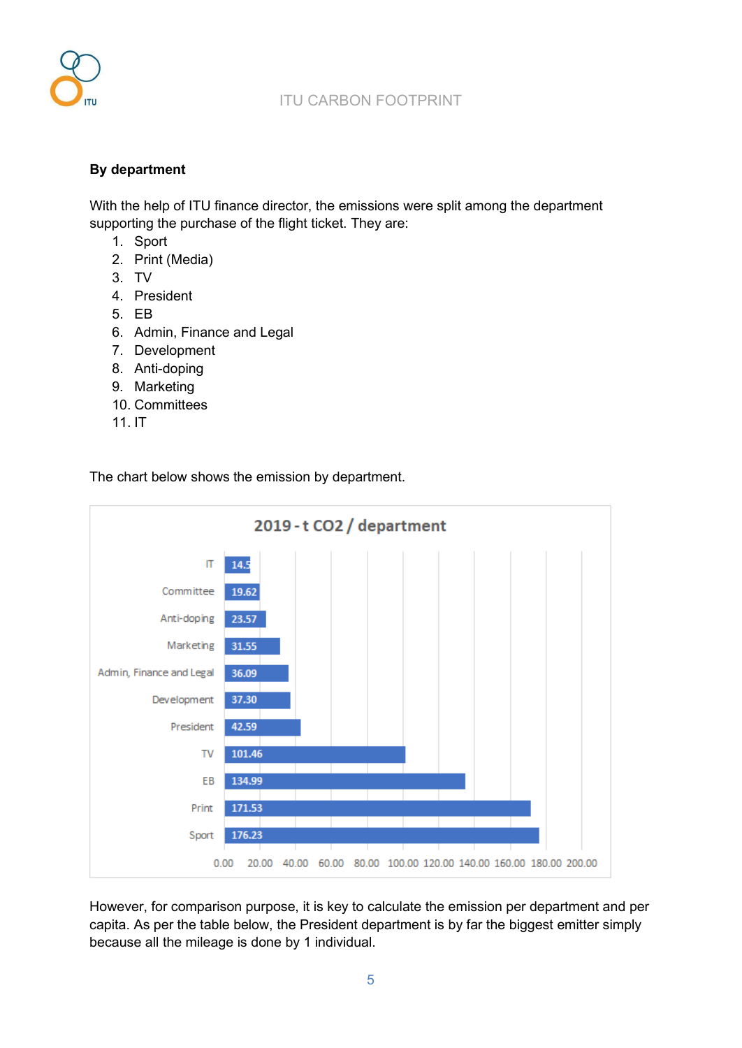**By department**

With the help of ITU finance director, the emissions were split among the department supporting the purchase of the flight ticket. They are:

1. Sport
2. Print (Media)
3. TV
4. President
5. EB
6. Admin, Finance and Legal
7. Development
8. Anti-doping
9. Marketing
10. Committees
11. IT

The chart below shows the emission by department.

2019 - t CO2 / department

| Department | t CO2 |
|---|---|
| IT | 14.5 |
| Committee | 19.62 |
| Anti-doping | 23.57 |
| Marketing | 31.55 |
| Admin, Finance and Legal | 36.09 |
| Development | 37.30 |
| President | 42.59 |
| TV | 101.46 |
| EB | 134.99 |
| Print | 171.53 |
| Sport | 176.23 |

However, for comparison purpose, it is key to calculate the emission per department and per capita. As per the table below, the President department is by far the biggest emitter simply because all the mileage is done by 1 individual.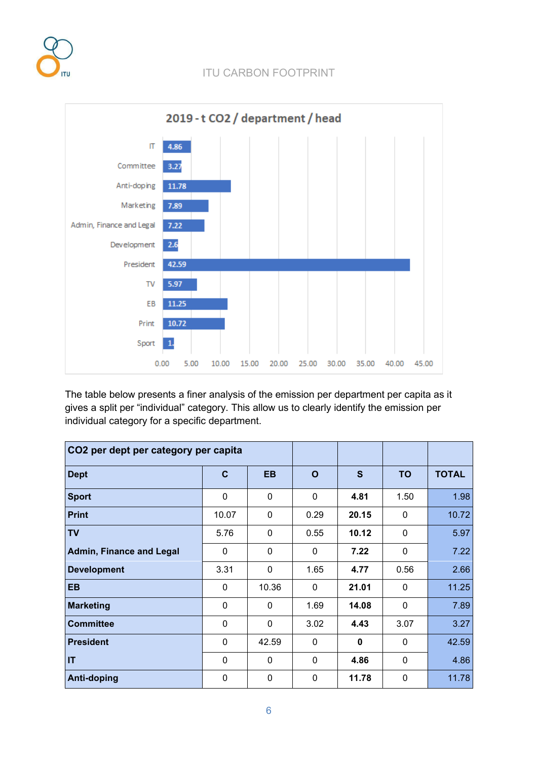**2019 - t $CO_2$ / department / head**

| Department | t $CO_2$ / head |
|---|---|
| IT | 4.86 |
| Committee | 3.27 |
| Anti-doping | 11.78 |
| Marketing | 7.89 |
| Admin, Finance and Legal | 7.22 |
| Development | 2.6 |
| President | 42.59 |
| TV | 5.97 |
| EB | 11.25 |
| Print | 10.72 |
| Sport | 1. |

The table below presents a finer analysis of the emission per department per capita as it gives a split per "individual" category. This allow us to clearly identify the emission per individual category for a specific department.

| **$CO_2$ per dept per category per capita** | | | | | | |
|---|---|---|---|---|---|---|
| **Dept** | **C** | **EB** | **O** | **S** | **TO** | **TOTAL** |
| **Sport** | 0 | 0 | 0 | **4.81** | 1.50 | 1.98 |
| **Print** | 10.07 | 0 | 0.29 | **20.15** | 0 | 10.72 |
| **TV** | 5.76 | 0 | 0.55 | **10.12** | 0 | 5.97 |
| **Admin, Finance and Legal** | 0 | 0 | 0 | **7.22** | 0 | 7.22 |
| **Development** | 3.31 | 0 | 1.65 | **4.77** | 0.56 | 2.66 |
| **EB** | 0 | 10.36 | 0 | **21.01** | 0 | 11.25 |
| **Marketing** | 0 | 0 | 1.69 | **14.08** | 0 | 7.89 |
| **Committee** | 0 | 0 | 3.02 | **4.43** | 3.07 | 3.27 |
| **President** | 0 | 42.59 | 0 | **0** | 0 | 42.59 |
| **IT** | 0 | 0 | 0 | **4.86** | 0 | 4.86 |
| **Anti-doping** | 0 | 0 | 0 | **11.78** | 0 | 11.78 |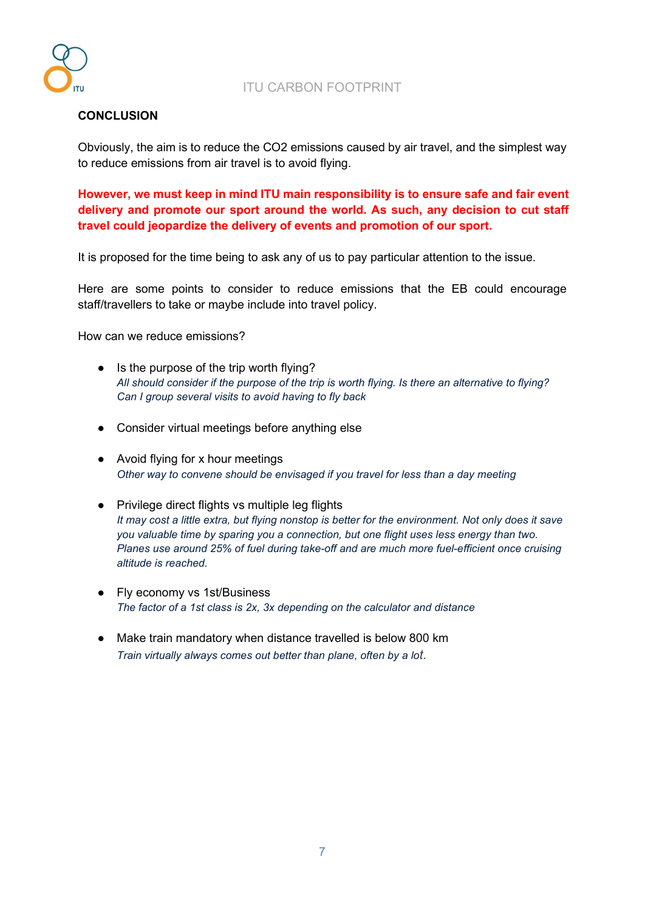## CONCLUSION

Obviously, the aim is to reduce the $CO_2$ emissions caused by air travel, and the simplest way to reduce emissions from air travel is to avoid flying.

**However, we must keep in mind ITU main responsibility is to ensure safe and fair event delivery and promote our sport around the world. As such, any decision to cut staff travel could jeopardize the delivery of events and promotion of our sport.**

It is proposed for the time being to ask any of us to pay particular attention to the issue.

Here are some points to consider to reduce emissions that the EB could encourage staff/travellers to take or maybe include into travel policy.

How can we reduce emissions?

- Is the purpose of the trip worth flying?
  *All should consider if the purpose of the trip is worth flying. Is there an alternative to flying? Can I group several visits to avoid having to fly back*

- Consider virtual meetings before anything else

- Avoid flying for x hour meetings
  *Other way to convene should be envisaged if you travel for less than a day meeting*

- Privilege direct flights vs multiple leg flights
  *It may cost a little extra, but flying nonstop is better for the environment. Not only does it save you valuable time by sparing you a connection, but one flight uses less energy than two. Planes use around 25% of fuel during take-off and are much more fuel-efficient once cruising altitude is reached.*

- Fly economy vs 1st/Business
  *The factor of a 1st class is 2x, 3x depending on the calculator and distance*

- Make train mandatory when distance travelled is below 800 km
  *Train virtually always comes out better than plane, often by a lot.*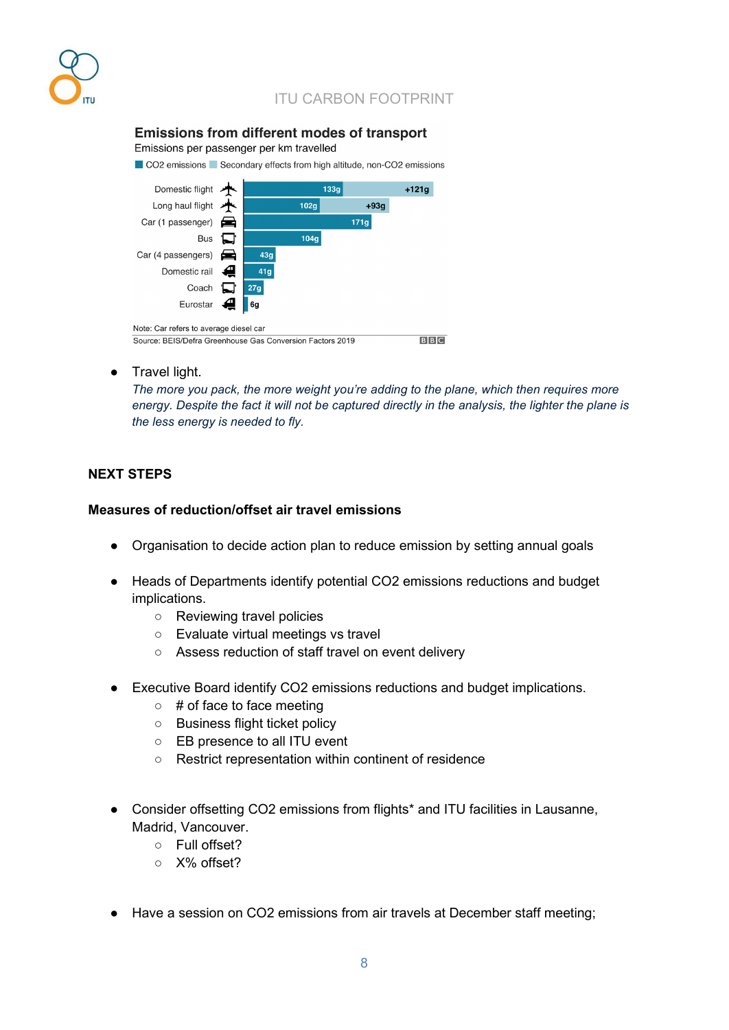**Emissions from different modes of transport**

Emissions per passenger per km travelled

| Mode | CO2 emissions | Secondary effects from high altitude, non-CO2 emissions |
|---|---|---|
| Domestic flight | 133g | +121g |
| Long haul flight | 102g | +93g |
| Car (1 passenger) | 171g | |
| Bus | 104g | |
| Car (4 passengers) | 43g | |
| Domestic rail | 41g | |
| Coach | 27g | |
| Eurostar | 6g | |

Note: Car refers to average diesel car

Source: BEIS/Defra Greenhouse Gas Conversion Factors 2019

BBC

- Travel light.
  *The more you pack, the more weight you're adding to the plane, which then requires more energy. Despite the fact it will not be captured directly in the analysis, the lighter the plane is the less energy is needed to fly.*

**NEXT STEPS**

**Measures of reduction/offset air travel emissions**

- Organisation to decide action plan to reduce emission by setting annual goals

- Heads of Departments identify potential $CO_2$ emissions reductions and budget implications.
  - Reviewing travel policies
  - Evaluate virtual meetings vs travel
  - Assess reduction of staff travel on event delivery

- Executive Board identify $CO_2$ emissions reductions and budget implications.
  - # of face to face meeting
  - Business flight ticket policy
  - EB presence to all ITU event
  - Restrict representation within continent of residence

- Consider offsetting $CO_2$ emissions from flights* and ITU facilities in Lausanne, Madrid, Vancouver.
  - Full offset?
  - X% offset?

- Have a session on $CO_2$ emissions from air travels at December staff meeting;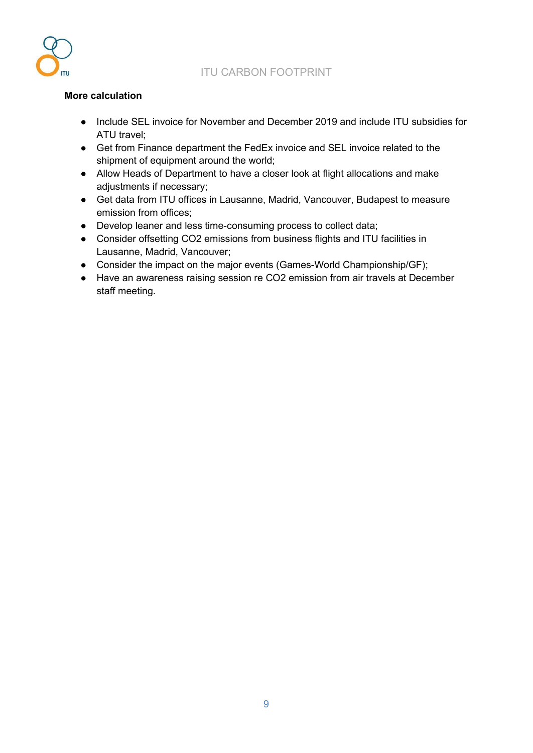**More calculation**

- Include SEL invoice for November and December 2019 and include ITU subsidies for ATU travel;
- Get from Finance department the FedEx invoice and SEL invoice related to the shipment of equipment around the world;
- Allow Heads of Department to have a closer look at flight allocations and make adjustments if necessary;
- Get data from ITU offices in Lausanne, Madrid, Vancouver, Budapest to measure emission from offices;
- Develop leaner and less time-consuming process to collect data;
- Consider offsetting $CO_2$ emissions from business flights and ITU facilities in Lausanne, Madrid, Vancouver;
- Consider the impact on the major events (Games-World Championship/GF);
- Have an awareness raising session re $CO_2$ emission from air travels at December staff meeting.